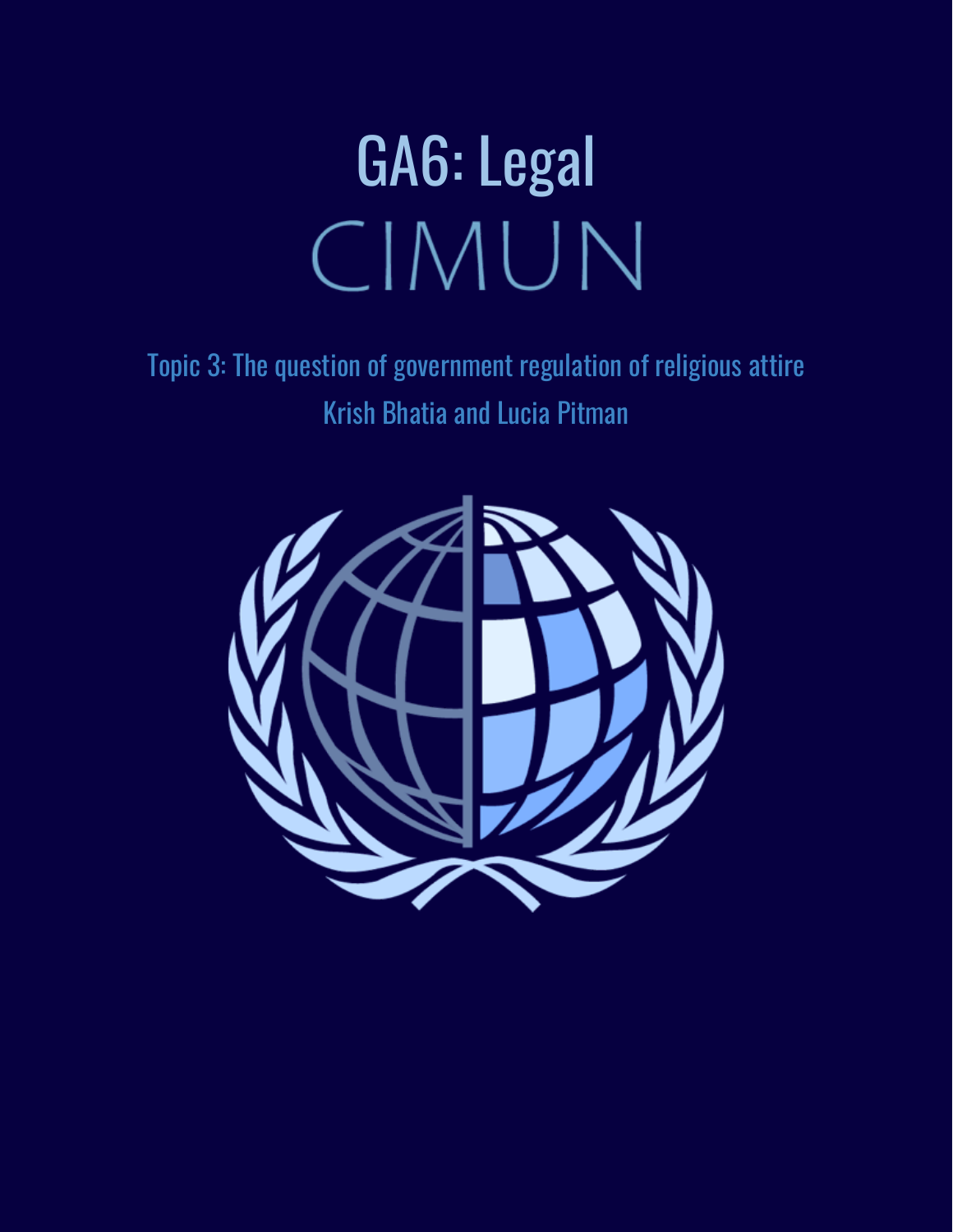# GA6: Legal

# CIMUN

Topic 3: The question of government regulation of religious attire

Krish Bhatia and Lucia Pitman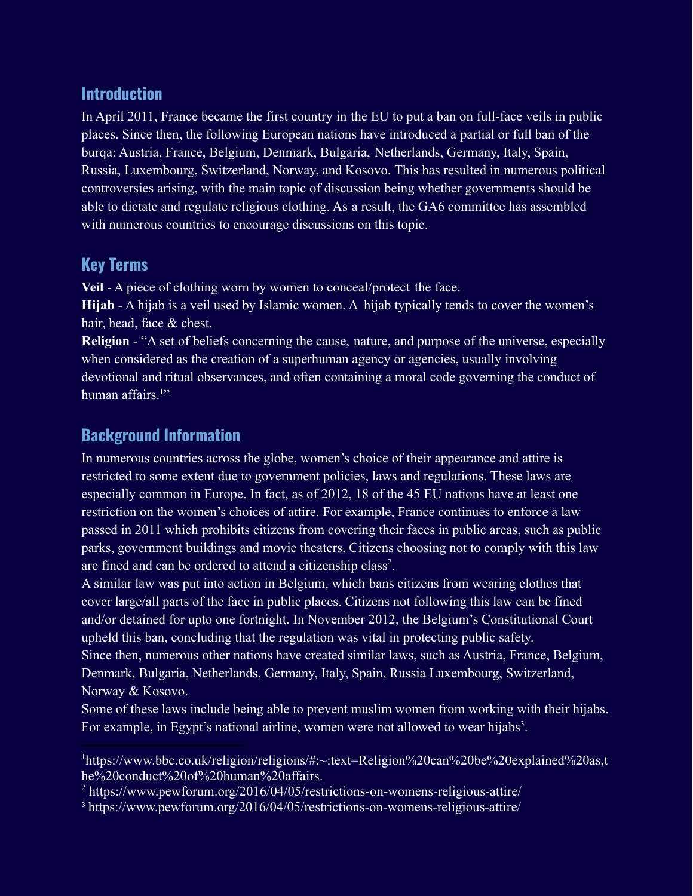## Introduction

In April 2011, France became the first country in the EU to put a ban on full-face veils in public places. Since then, the following European nations have introduced a partial or full ban of the burqa: Austria, France, Belgium, Denmark, Bulgaria, Netherlands, Germany, Italy, Spain, Russia, Luxembourg, Switzerland, Norway, and Kosovo. This has resulted in numerous political controversies arising, with the main topic of discussion being whether governments should be able to dictate and regulate religious clothing. As a result, the GA6 committee has assembled with numerous countries to encourage discussions on this topic.

## Key Terms

**Veil** - A piece of clothing worn by women to conceal/protect the face.

**Hijab** - A hijab is a veil used by Islamic women. A hijab typically tends to cover the women's hair, head, face & chest.

**Religion** - "A set of beliefs concerning the cause, nature, and purpose of the universe, especially when considered as the creation of a superhuman agency or agencies, usually involving devotional and ritual observances, and often containing a moral code governing the conduct of human affairs.[1]"

## Background Information

In numerous countries across the globe, women's choice of their appearance and attire is restricted to some extent due to government policies, laws and regulations. These laws are especially common in Europe. In fact, as of 2012, 18 of the 45 EU nations have at least one restriction on the women's choices of attire. For example, France continues to enforce a law passed in 2011 which prohibits citizens from covering their faces in public areas, such as public parks, government buildings and movie theaters. Citizens choosing not to comply with this law are fined and can be ordered to attend a citizenship class[2].

A similar law was put into action in Belgium, which bans citizens from wearing clothes that cover large/all parts of the face in public places. Citizens not following this law can be fined and/or detained for upto one fortnight. In November 2012, the Belgium's Constitutional Court upheld this ban, concluding that the regulation was vital in protecting public safety.

Since then, numerous other nations have created similar laws, such as Austria, France, Belgium, Denmark, Bulgaria, Netherlands, Germany, Italy, Spain, Russia Luxembourg, Switzerland, Norway & Kosovo.

Some of these laws include being able to prevent muslim women from working with their hijabs. For example, in Egypt's national airline, women were not allowed to wear hijabs[3].

---

[1] https://www.bbc.co.uk/religion/religions/#:~:text=Religion%20can%20be%20explained%20as,the%20conduct%20of%20human%20affairs.

[2] https://www.pewforum.org/2016/04/05/restrictions-on-womens-religious-attire/

[3] https://www.pewforum.org/2016/04/05/restrictions-on-womens-religious-attire/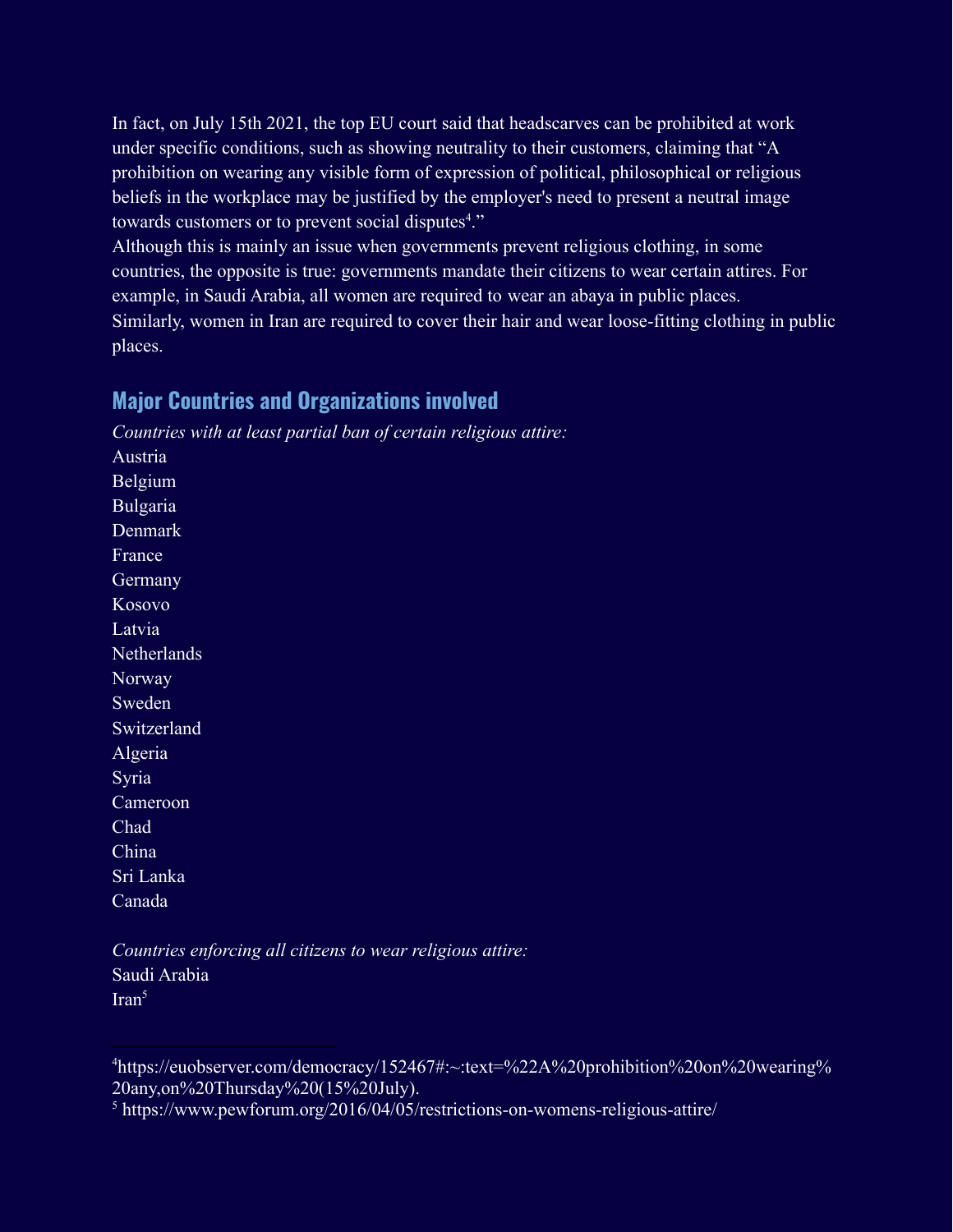In fact, on July 15th 2021, the top EU court said that headscarves can be prohibited at work under specific conditions, such as showing neutrality to their customers, claiming that "A prohibition on wearing any visible form of expression of political, philosophical or religious beliefs in the workplace may be justified by the employer's need to present a neutral image towards customers or to prevent social disputes[4]."

Although this is mainly an issue when governments prevent religious clothing, in some countries, the opposite is true: governments mandate their citizens to wear certain attires. For example, in Saudi Arabia, all women are required to wear an abaya in public places. Similarly, women in Iran are required to cover their hair and wear loose-fitting clothing in public places.

## Major Countries and Organizations involved

*Countries with at least partial ban of certain religious attire:*

Austria
Belgium
Bulgaria
Denmark
France
Germany
Kosovo
Latvia
Netherlands
Norway
Sweden
Switzerland
Algeria
Syria
Cameroon
Chad
China
Sri Lanka
Canada

*Countries enforcing all citizens to wear religious attire:*

Saudi Arabia
Iran[5]

---

[4] https://euobserver.com/democracy/152467#:~:text=%22A%20prohibition%20on%20wearing%20any,on%20Thursday%20(15%20July).

[5] https://www.pewforum.org/2016/04/05/restrictions-on-womens-religious-attire/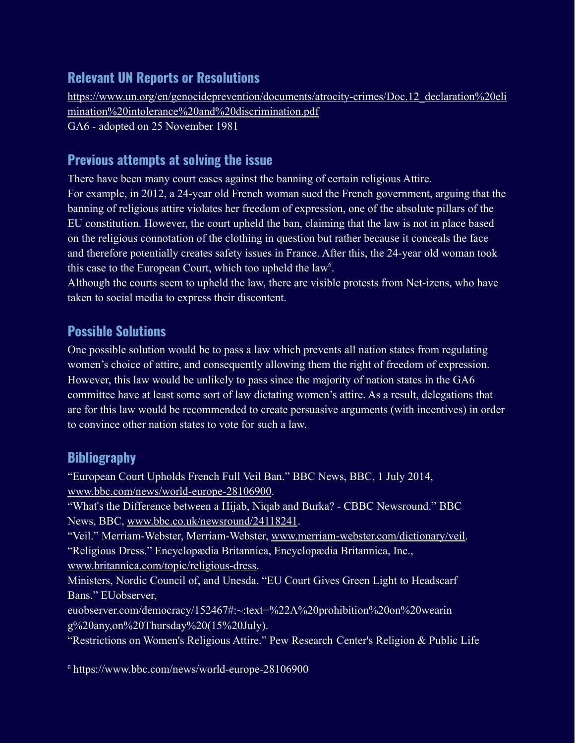## Relevant UN Reports or Resolutions

https://www.un.org/en/genocideprevention/documents/atrocity-crimes/Doc.12_declaration%20elimination%20intolerance%20and%20discrimination.pdf
GA6 - adopted on 25 November 1981

## Previous attempts at solving the issue

There have been many court cases against the banning of certain religious Attire.
For example, in 2012, a 24-year old French woman sued the French government, arguing that the banning of religious attire violates her freedom of expression, one of the absolute pillars of the EU constitution. However, the court upheld the ban, claiming that the law is not in place based on the religious connotation of the clothing in question but rather because it conceals the face and therefore potentially creates safety issues in France. After this, the 24-year old woman took this case to the European Court, which too upheld the law[6].
Although the courts seem to upheld the law, there are visible protests from Net-izens, who have taken to social media to express their discontent.

## Possible Solutions

One possible solution would be to pass a law which prevents all nation states from regulating women's choice of attire, and consequently allowing them the right of freedom of expression. However, this law would be unlikely to pass since the majority of nation states in the GA6 committee have at least some sort of law dictating women's attire. As a result, delegations that are for this law would be recommended to create persuasive arguments (with incentives) in order to convince other nation states to vote for such a law.

## Bibliography

"European Court Upholds French Full Veil Ban." BBC News, BBC, 1 July 2014, www.bbc.com/news/world-europe-28106900.
"What's the Difference between a Hijab, Niqab and Burka? - CBBC Newsround." BBC News, BBC, www.bbc.co.uk/newsround/24118241.
"Veil." Merriam-Webster, Merriam-Webster, www.merriam-webster.com/dictionary/veil.
"Religious Dress." Encyclopædia Britannica, Encyclopædia Britannica, Inc., www.britannica.com/topic/religious-dress.
Ministers, Nordic Council of, and Unesda. "EU Court Gives Green Light to Headscarf Bans." EUobserver, euobserver.com/democracy/152467#:~:text=%22A%20prohibition%20on%20wearing%20any,on%20Thursday%20(15%20July).
"Restrictions on Women's Religious Attire." Pew Research Center's Religion & Public Life

[6] https://www.bbc.com/news/world-europe-28106900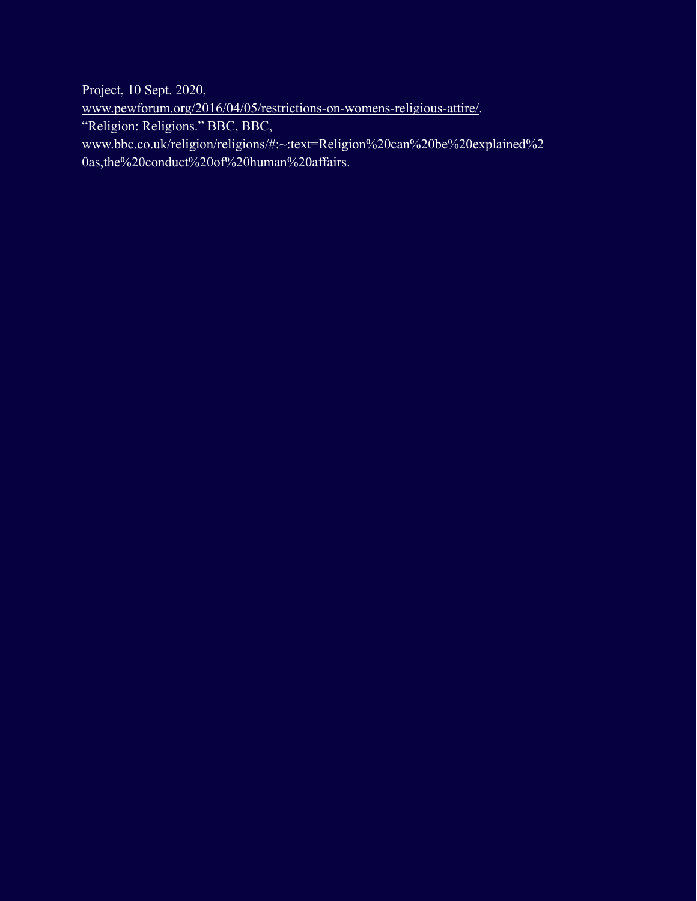Project, 10 Sept. 2020, www.pewforum.org/2016/04/05/restrictions-on-womens-religious-attire/.

"Religion: Religions." BBC, BBC, www.bbc.co.uk/religion/religions/#:~:text=Religion%20can%20be%20explained%20as,the%20conduct%20of%20human%20affairs.